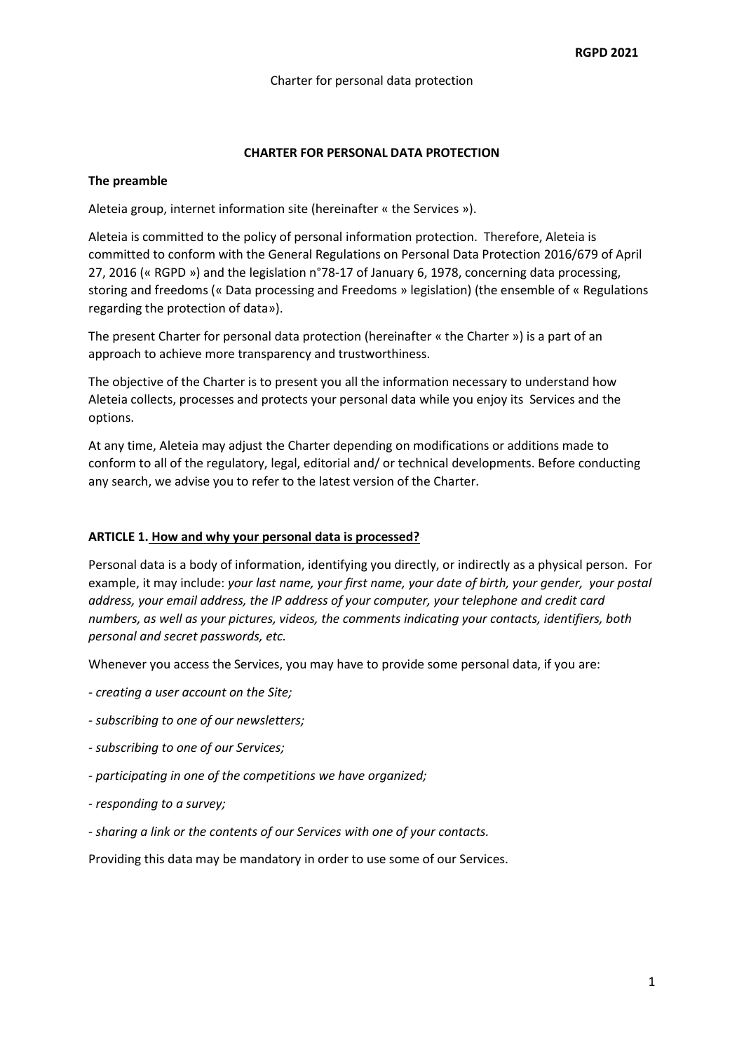Charter for personal data protection

# CHARTER FOR PERSONAL DATA PROTECTION

**The preamble**

Aleteia group, internet information site (hereinafter « the Services »).

Aleteia is committed to the policy of personal information protection. Therefore, Aleteia is committed to conform with the General Regulations on Personal Data Protection 2016/679 of April 27, 2016 (« RGPD ») and the legislation n°78-17 of January 6, 1978, concerning data processing, storing and freedoms (« Data processing and Freedoms » legislation) (the ensemble of « Regulations regarding the protection of data»).

The present Charter for personal data protection (hereinafter « the Charter ») is a part of an approach to achieve more transparency and trustworthiness.

The objective of the Charter is to present you all the information necessary to understand how Aleteia collects, processes and protects your personal data while you enjoy its Services and the options.

At any time, Aleteia may adjust the Charter depending on modifications or additions made to conform to all of the regulatory, legal, editorial and/ or technical developments. Before conducting any search, we advise you to refer to the latest version of the Charter.

## ARTICLE 1. How and why your personal data is processed?

Personal data is a body of information, identifying you directly, or indirectly as a physical person. For example, it may include: *your last name, your first name, your date of birth, your gender, your postal address, your email address, the IP address of your computer, your telephone and credit card numbers, as well as your pictures, videos, the comments indicating your contacts, identifiers, both personal and secret passwords, etc.*

Whenever you access the Services, you may have to provide some personal data, if you are:

- *creating a user account on the Site;*
- *subscribing to one of our newsletters;*
- *subscribing to one of our Services;*
- *participating in one of the competitions we have organized;*
- *responding to a survey;*
- *sharing a link or the contents of our Services with one of your contacts.*

Providing this data may be mandatory in order to use some of our Services.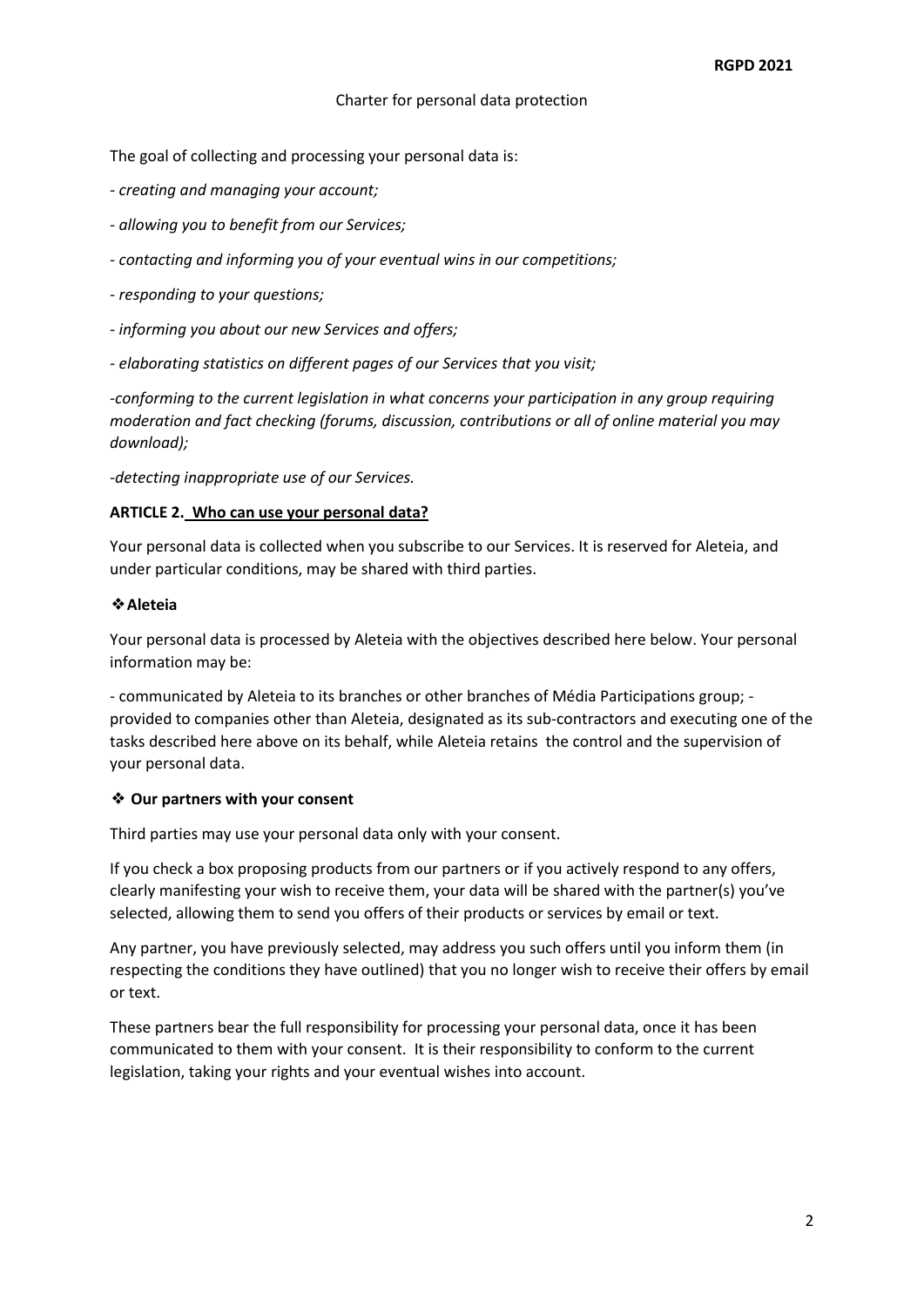Charter for personal data protection

The goal of collecting and processing your personal data is:

- *creating and managing your account;*

- *allowing you to benefit from our Services;*

- *contacting and informing you of your eventual wins in our competitions;*

- *responding to your questions;*

- *informing you about our new Services and offers;*

- *elaborating statistics on different pages of our Services that you visit;*

-*conforming to the current legislation in what concerns your participation in any group requiring moderation and fact checking (forums, discussion, contributions or all of online material you may download);*

-*detecting inappropriate use of our Services.*

## ARTICLE 2. Who can use your personal data?

Your personal data is collected when you subscribe to our Services. It is reserved for Aleteia, and under particular conditions, may be shared with third parties.

### ❖ Aleteia

Your personal data is processed by Aleteia with the objectives described here below. Your personal information may be:

- communicated by Aleteia to its branches or other branches of Média Participations group; - provided to companies other than Aleteia, designated as its sub-contractors and executing one of the tasks described here above on its behalf, while Aleteia retains the control and the supervision of your personal data.

### ❖ Our partners with your consent

Third parties may use your personal data only with your consent.

If you check a box proposing products from our partners or if you actively respond to any offers, clearly manifesting your wish to receive them, your data will be shared with the partner(s) you've selected, allowing them to send you offers of their products or services by email or text.

Any partner, you have previously selected, may address you such offers until you inform them (in respecting the conditions they have outlined) that you no longer wish to receive their offers by email or text.

These partners bear the full responsibility for processing your personal data, once it has been communicated to them with your consent. It is their responsibility to conform to the current legislation, taking your rights and your eventual wishes into account.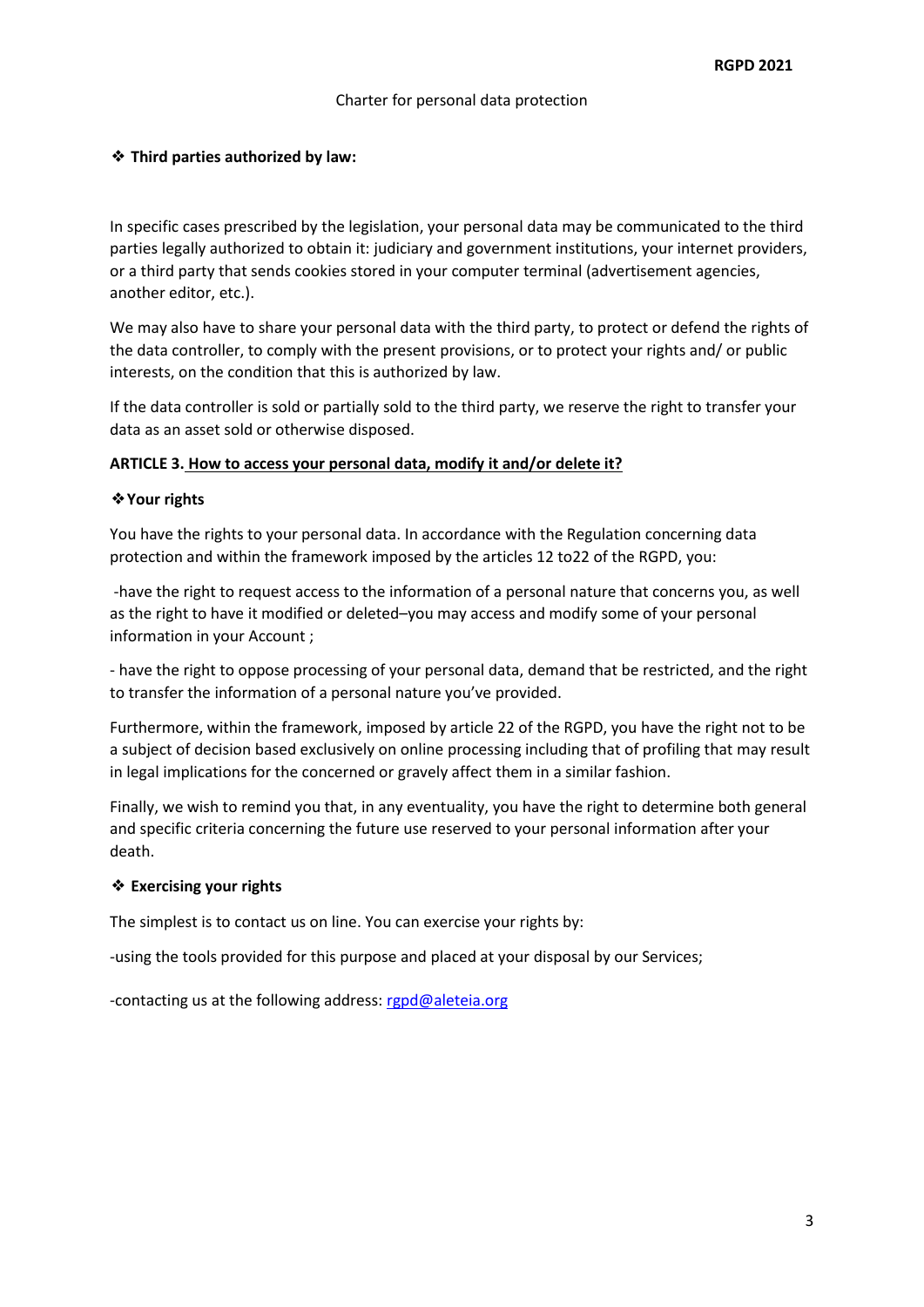❖ **Third parties authorized by law:**

In specific cases prescribed by the legislation, your personal data may be communicated to the third parties legally authorized to obtain it: judiciary and government institutions, your internet providers, or a third party that sends cookies stored in your computer terminal (advertisement agencies, another editor, etc.).

We may also have to share your personal data with the third party, to protect or defend the rights of the data controller, to comply with the present provisions, or to protect your rights and/ or public interests, on the condition that this is authorized by law.

If the data controller is sold or partially sold to the third party, we reserve the right to transfer your data as an asset sold or otherwise disposed.

**ARTICLE 3. How to access your personal data, modify it and/or delete it?**

❖ **Your rights**

You have the rights to your personal data. In accordance with the Regulation concerning data protection and within the framework imposed by the articles 12 to22 of the RGPD, you:

-have the right to request access to the information of a personal nature that concerns you, as well as the right to have it modified or deleted–you may access and modify some of your personal information in your Account ;

- have the right to oppose processing of your personal data, demand that be restricted, and the right to transfer the information of a personal nature you've provided.

Furthermore, within the framework, imposed by article 22 of the RGPD, you have the right not to be a subject of decision based exclusively on online processing including that of profiling that may result in legal implications for the concerned or gravely affect them in a similar fashion.

Finally, we wish to remind you that, in any eventuality, you have the right to determine both general and specific criteria concerning the future use reserved to your personal information after your death.

❖ **Exercising your rights**

The simplest is to contact us on line. You can exercise your rights by:

-using the tools provided for this purpose and placed at your disposal by our Services;

-contacting us at the following address: rgpd@aleteia.org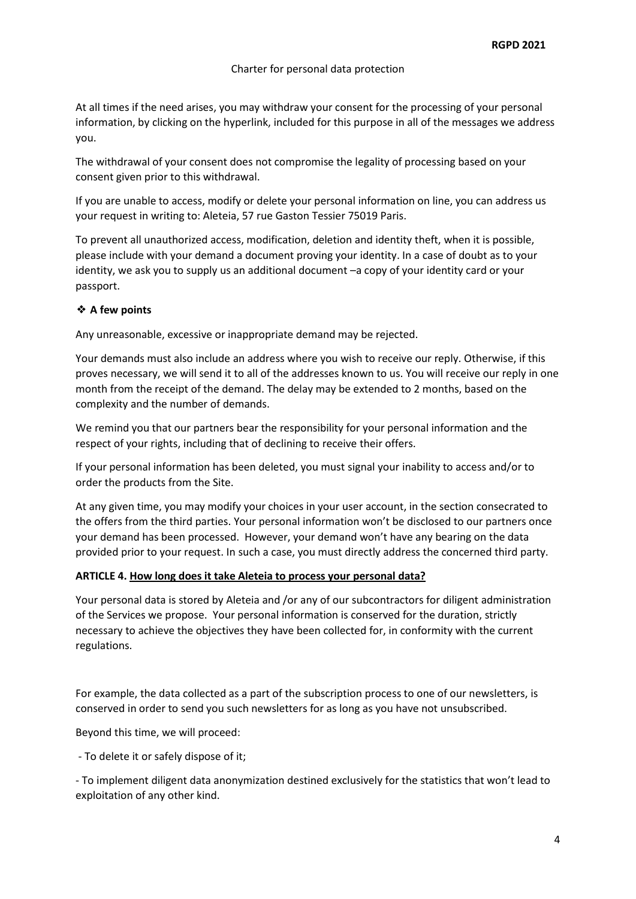At all times if the need arises, you may withdraw your consent for the processing of your personal information, by clicking on the hyperlink, included for this purpose in all of the messages we address you.

The withdrawal of your consent does not compromise the legality of processing based on your consent given prior to this withdrawal.

If you are unable to access, modify or delete your personal information on line, you can address us your request in writing to: Aleteia, 57 rue Gaston Tessier 75019 Paris.

To prevent all unauthorized access, modification, deletion and identity theft, when it is possible, please include with your demand a document proving your identity. In a case of doubt as to your identity, we ask you to supply us an additional document –a copy of your identity card or your passport.

❖ **A few points**

Any unreasonable, excessive or inappropriate demand may be rejected.

Your demands must also include an address where you wish to receive our reply. Otherwise, if this proves necessary, we will send it to all of the addresses known to us. You will receive our reply in one month from the receipt of the demand. The delay may be extended to 2 months, based on the complexity and the number of demands.

We remind you that our partners bear the responsibility for your personal information and the respect of your rights, including that of declining to receive their offers.

If your personal information has been deleted, you must signal your inability to access and/or to order the products from the Site.

At any given time, you may modify your choices in your user account, in the section consecrated to the offers from the third parties. Your personal information won't be disclosed to our partners once your demand has been processed. However, your demand won't have any bearing on the data provided prior to your request. In such a case, you must directly address the concerned third party.

## ARTICLE 4. <u>How long does it take Aleteia to process your personal data?</u>

Your personal data is stored by Aleteia and /or any of our subcontractors for diligent administration of the Services we propose. Your personal information is conserved for the duration, strictly necessary to achieve the objectives they have been collected for, in conformity with the current regulations.

For example, the data collected as a part of the subscription process to one of our newsletters, is conserved in order to send you such newsletters for as long as you have not unsubscribed.

Beyond this time, we will proceed:

- To delete it or safely dispose of it;

- To implement diligent data anonymization destined exclusively for the statistics that won't lead to exploitation of any other kind.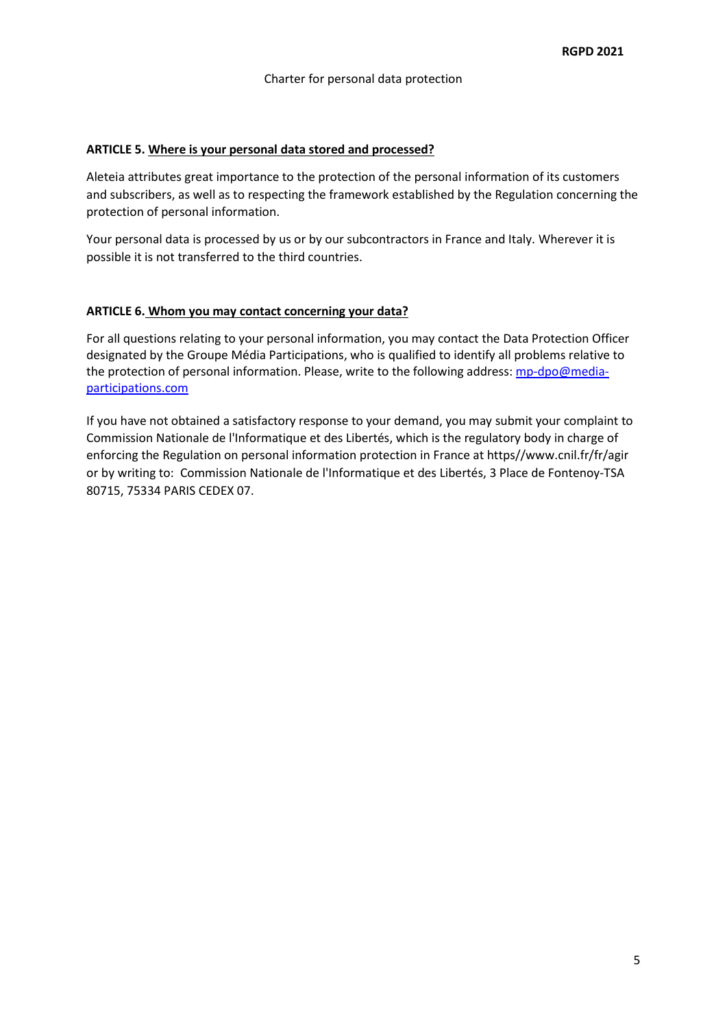## ARTICLE 5. Where is your personal data stored and processed?

Aleteia attributes great importance to the protection of the personal information of its customers and subscribers, as well as to respecting the framework established by the Regulation concerning the protection of personal information.

Your personal data is processed by us or by our subcontractors in France and Italy. Wherever it is possible it is not transferred to the third countries.

## ARTICLE 6. Whom you may contact concerning your data?

For all questions relating to your personal information, you may contact the Data Protection Officer designated by the Groupe Média Participations, who is qualified to identify all problems relative to the protection of personal information. Please, write to the following address: mp-dpo@media-participations.com

If you have not obtained a satisfactory response to your demand, you may submit your complaint to Commission Nationale de l'Informatique et des Libertés, which is the regulatory body in charge of enforcing the Regulation on personal information protection in France at https//www.cnil.fr/fr/agir or by writing to: Commission Nationale de l'Informatique et des Libertés, 3 Place de Fontenoy-TSA 80715, 75334 PARIS CEDEX 07.